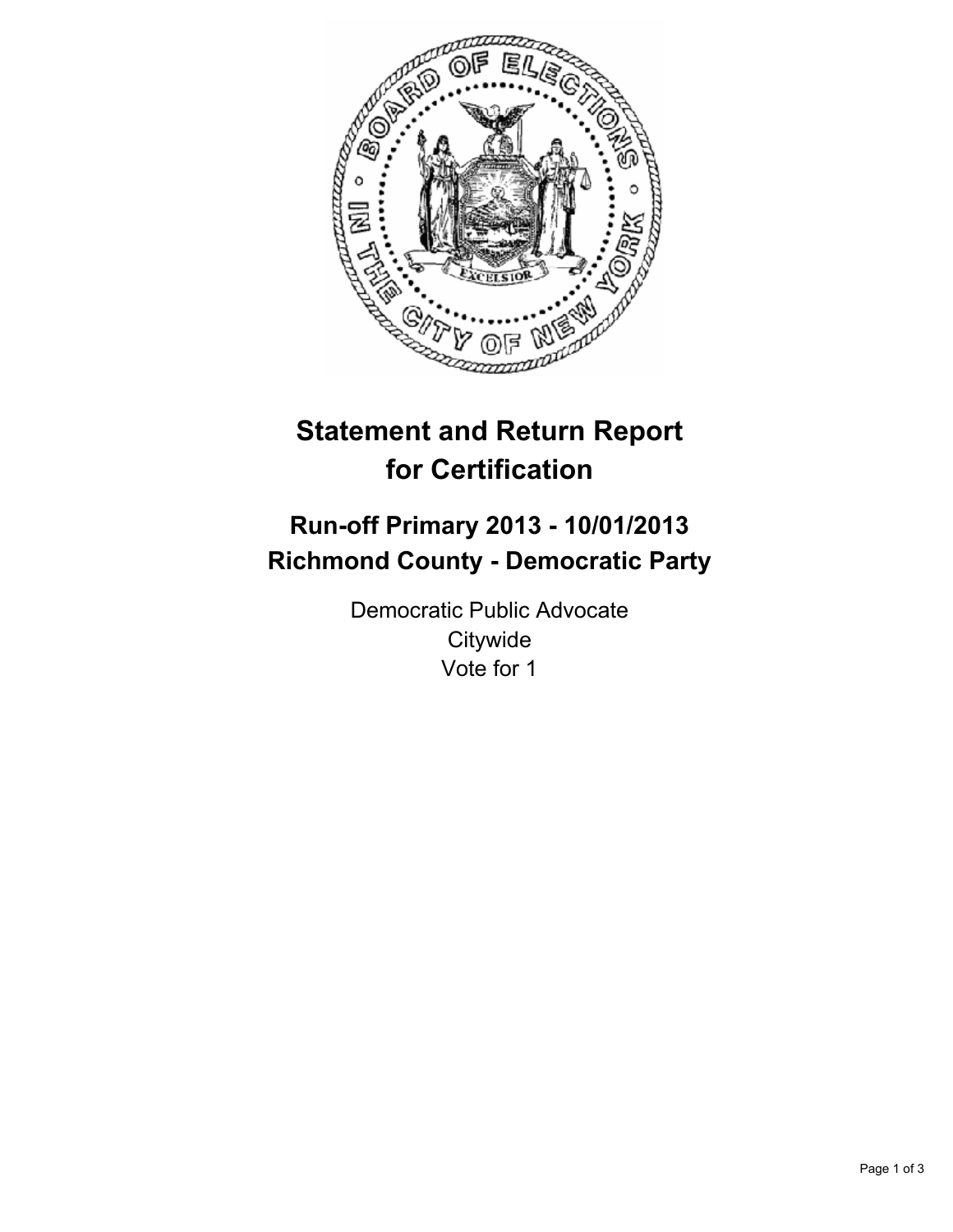# Statement and Return Report for Certification

## Run-off Primary 2013 - 10/01/2013
## Richmond County - Democratic Party

Democratic Public Advocate
Citywide
Vote for 1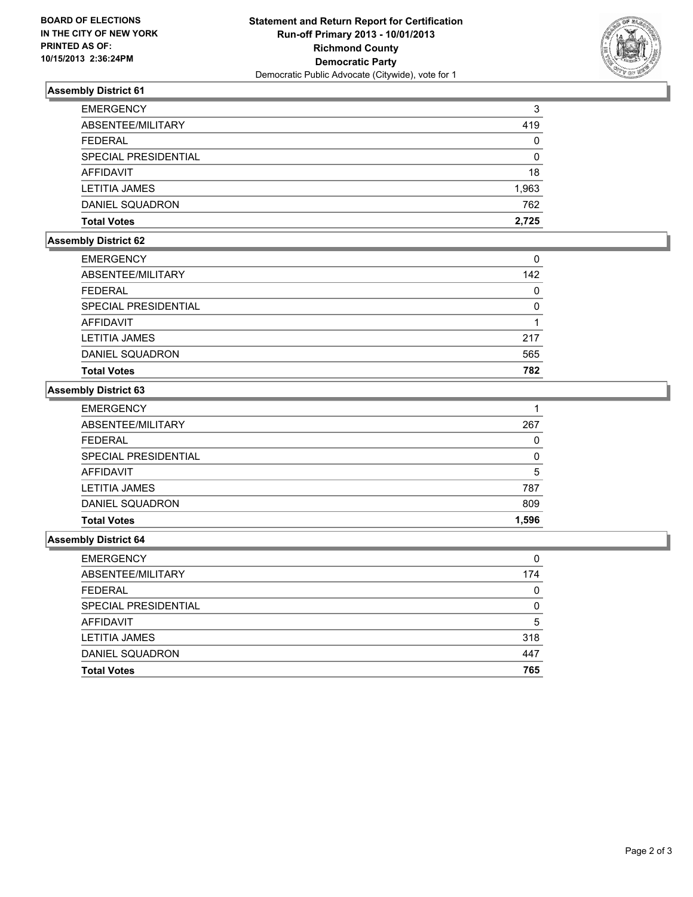**BOARD OF ELECTIONS IN THE CITY OF NEW YORK PRINTED AS OF: 10/15/2013 2:36:24PM**

**Statement and Return Report for Certification**
**Run-off Primary 2013 - 10/01/2013**
**Richmond County**
**Democratic Party**
Democratic Public Advocate (Citywide), vote for 1

### Assembly District 61

| | |
|---|---|
| EMERGENCY | 3 |
| ABSENTEE/MILITARY | 419 |
| FEDERAL | 0 |
| SPECIAL PRESIDENTIAL | 0 |
| AFFIDAVIT | 18 |
| LETITIA JAMES | 1,963 |
| DANIEL SQUADRON | 762 |
| **Total Votes** | **2,725** |

### Assembly District 62

| | |
|---|---|
| EMERGENCY | 0 |
| ABSENTEE/MILITARY | 142 |
| FEDERAL | 0 |
| SPECIAL PRESIDENTIAL | 0 |
| AFFIDAVIT | 1 |
| LETITIA JAMES | 217 |
| DANIEL SQUADRON | 565 |
| **Total Votes** | **782** |

### Assembly District 63

| | |
|---|---|
| EMERGENCY | 1 |
| ABSENTEE/MILITARY | 267 |
| FEDERAL | 0 |
| SPECIAL PRESIDENTIAL | 0 |
| AFFIDAVIT | 5 |
| LETITIA JAMES | 787 |
| DANIEL SQUADRON | 809 |
| **Total Votes** | **1,596** |

### Assembly District 64

| | |
|---|---|
| EMERGENCY | 0 |
| ABSENTEE/MILITARY | 174 |
| FEDERAL | 0 |
| SPECIAL PRESIDENTIAL | 0 |
| AFFIDAVIT | 5 |
| LETITIA JAMES | 318 |
| DANIEL SQUADRON | 447 |
| **Total Votes** | **765** |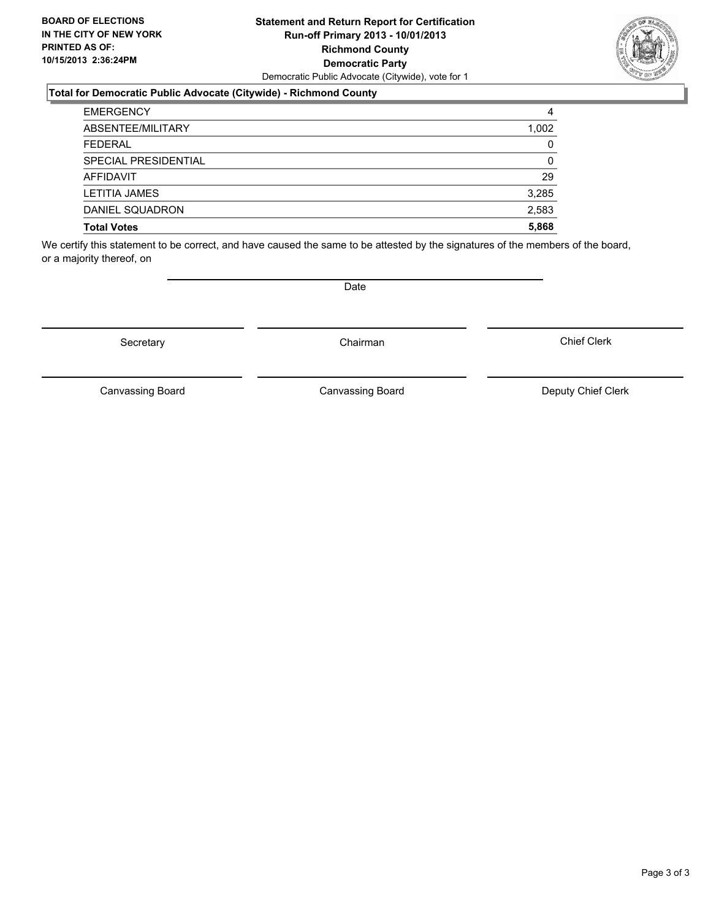**BOARD OF ELECTIONS IN THE CITY OF NEW YORK PRINTED AS OF: 10/15/2013 2:36:24PM**

**Statement and Return Report for Certification**
**Run-off Primary 2013 - 10/01/2013**
**Richmond County**
**Democratic Party**
Democratic Public Advocate (Citywide), vote for 1

**Total for Democratic Public Advocate (Citywide) - Richmond County**

| | |
|---|---|
| EMERGENCY | 4 |
| ABSENTEE/MILITARY | 1,002 |
| FEDERAL | 0 |
| SPECIAL PRESIDENTIAL | 0 |
| AFFIDAVIT | 29 |
| LETITIA JAMES | 3,285 |
| DANIEL SQUADRON | 2,583 |
| **Total Votes** | **5,868** |

We certify this statement to be correct, and have caused the same to be attested by the signatures of the members of the board, or a majority thereof, on

Date

Secretary

Chairman

Chief Clerk

Canvassing Board

Canvassing Board

Deputy Chief Clerk